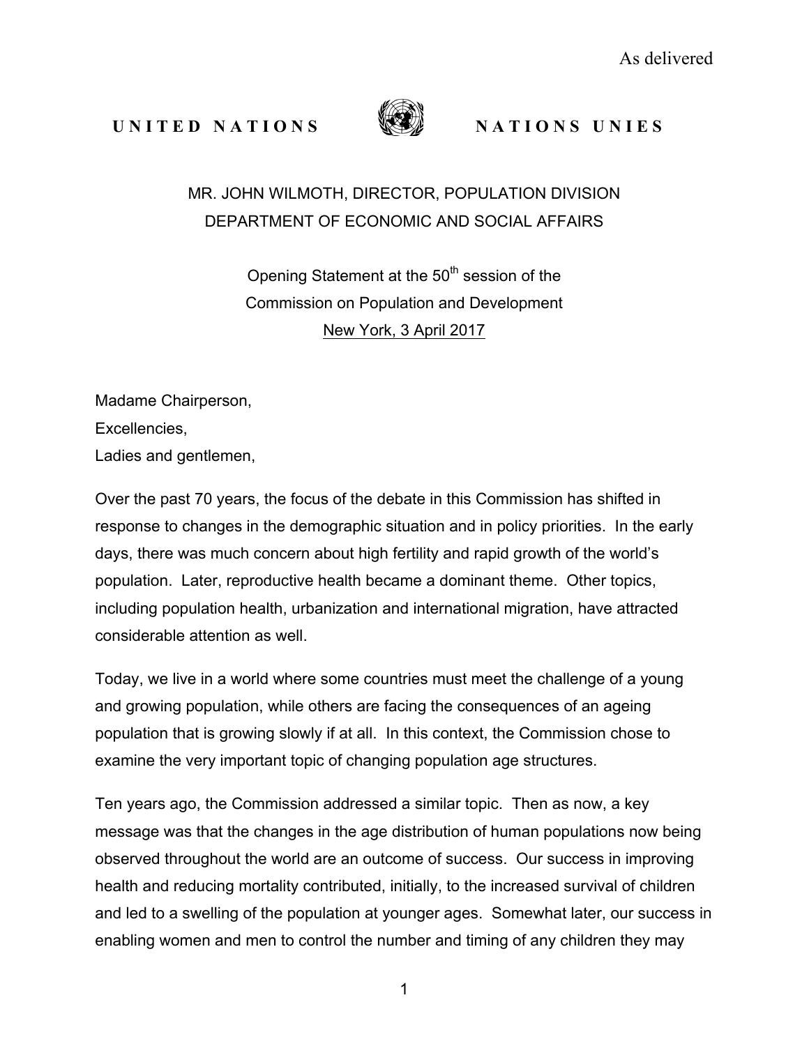As delivered

**UNITED NATIONS NATIONS UNIES**

MR. JOHN WILMOTH, DIRECTOR, POPULATION DIVISION
DEPARTMENT OF ECONOMIC AND SOCIAL AFFAIRS

Opening Statement at the 50th session of the
Commission on Population and Development
New York, 3 April 2017

Madame Chairperson,
Excellencies,
Ladies and gentlemen,

Over the past 70 years, the focus of the debate in this Commission has shifted in response to changes in the demographic situation and in policy priorities. In the early days, there was much concern about high fertility and rapid growth of the world's population. Later, reproductive health became a dominant theme. Other topics, including population health, urbanization and international migration, have attracted considerable attention as well.

Today, we live in a world where some countries must meet the challenge of a young and growing population, while others are facing the consequences of an ageing population that is growing slowly if at all. In this context, the Commission chose to examine the very important topic of changing population age structures.

Ten years ago, the Commission addressed a similar topic. Then as now, a key message was that the changes in the age distribution of human populations now being observed throughout the world are an outcome of success. Our success in improving health and reducing mortality contributed, initially, to the increased survival of children and led to a swelling of the population at younger ages. Somewhat later, our success in enabling women and men to control the number and timing of any children they may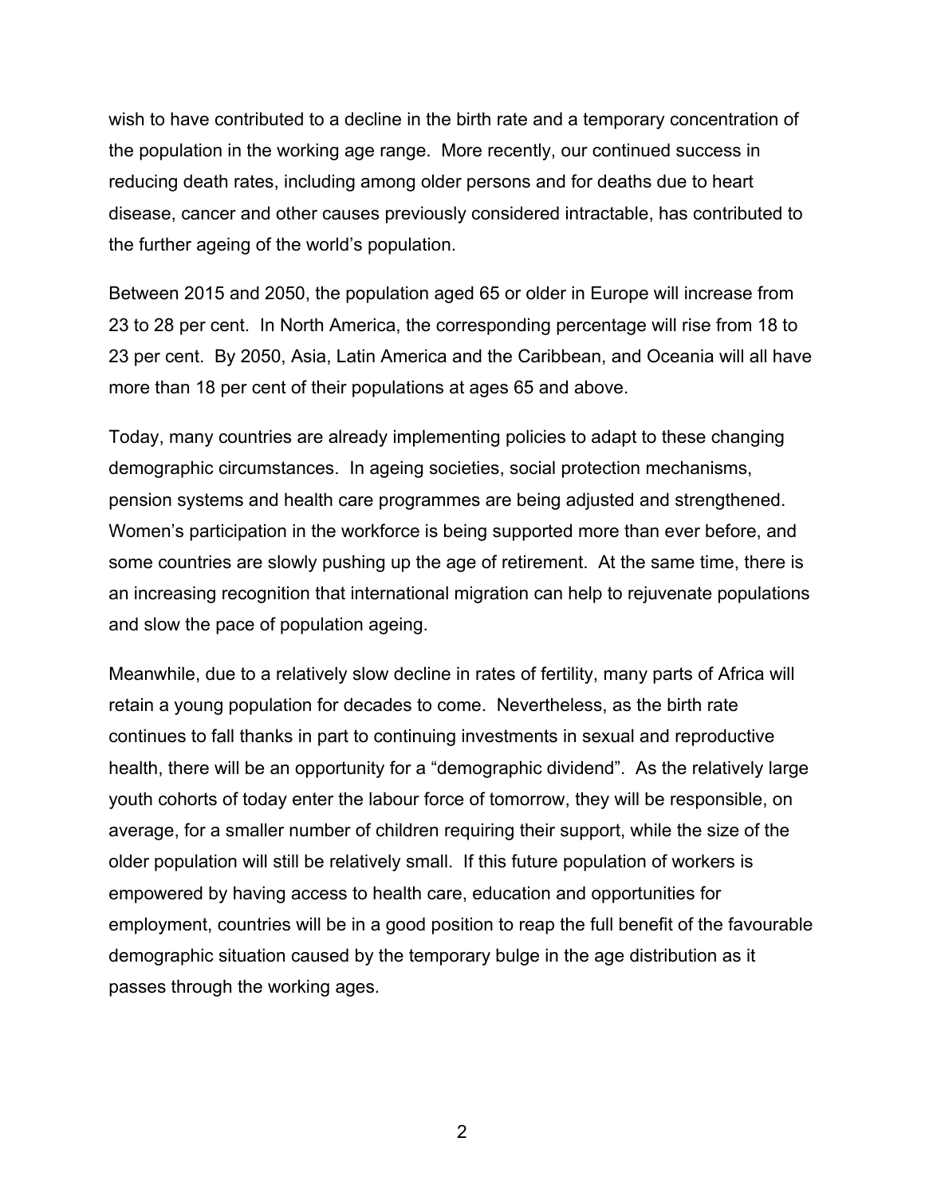wish to have contributed to a decline in the birth rate and a temporary concentration of the population in the working age range. More recently, our continued success in reducing death rates, including among older persons and for deaths due to heart disease, cancer and other causes previously considered intractable, has contributed to the further ageing of the world's population.

Between 2015 and 2050, the population aged 65 or older in Europe will increase from 23 to 28 per cent. In North America, the corresponding percentage will rise from 18 to 23 per cent. By 2050, Asia, Latin America and the Caribbean, and Oceania will all have more than 18 per cent of their populations at ages 65 and above.

Today, many countries are already implementing policies to adapt to these changing demographic circumstances. In ageing societies, social protection mechanisms, pension systems and health care programmes are being adjusted and strengthened. Women's participation in the workforce is being supported more than ever before, and some countries are slowly pushing up the age of retirement. At the same time, there is an increasing recognition that international migration can help to rejuvenate populations and slow the pace of population ageing.

Meanwhile, due to a relatively slow decline in rates of fertility, many parts of Africa will retain a young population for decades to come. Nevertheless, as the birth rate continues to fall thanks in part to continuing investments in sexual and reproductive health, there will be an opportunity for a "demographic dividend". As the relatively large youth cohorts of today enter the labour force of tomorrow, they will be responsible, on average, for a smaller number of children requiring their support, while the size of the older population will still be relatively small. If this future population of workers is empowered by having access to health care, education and opportunities for employment, countries will be in a good position to reap the full benefit of the favourable demographic situation caused by the temporary bulge in the age distribution as it passes through the working ages.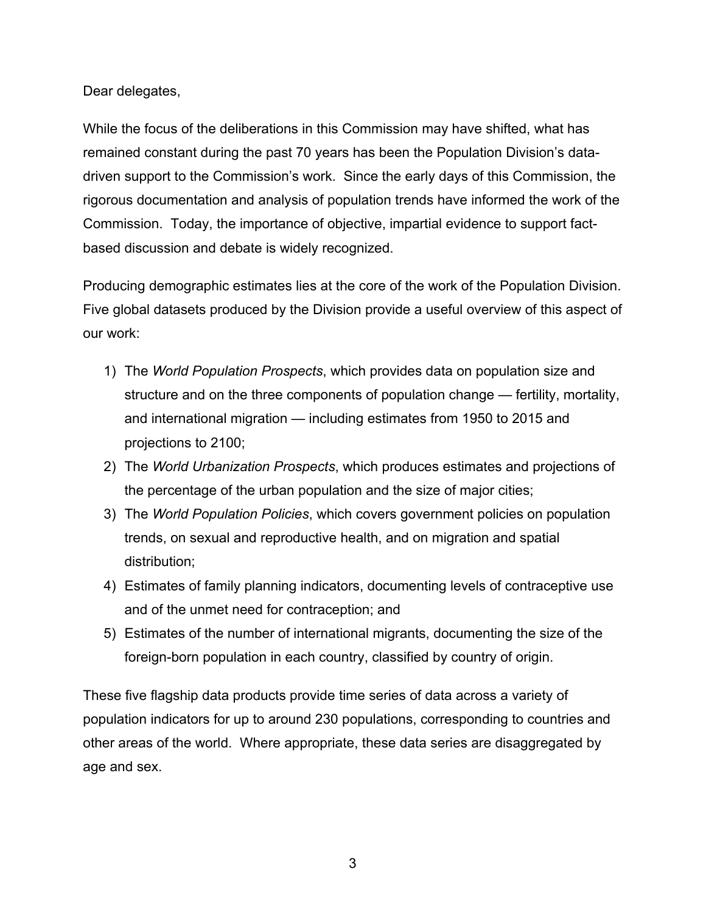Dear delegates,

While the focus of the deliberations in this Commission may have shifted, what has remained constant during the past 70 years has been the Population Division's data-driven support to the Commission's work. Since the early days of this Commission, the rigorous documentation and analysis of population trends have informed the work of the Commission. Today, the importance of objective, impartial evidence to support fact-based discussion and debate is widely recognized.

Producing demographic estimates lies at the core of the work of the Population Division. Five global datasets produced by the Division provide a useful overview of this aspect of our work:

1) The *World Population Prospects*, which provides data on population size and structure and on the three components of population change — fertility, mortality, and international migration — including estimates from 1950 to 2015 and projections to 2100;
2) The *World Urbanization Prospects*, which produces estimates and projections of the percentage of the urban population and the size of major cities;
3) The *World Population Policies*, which covers government policies on population trends, on sexual and reproductive health, and on migration and spatial distribution;
4) Estimates of family planning indicators, documenting levels of contraceptive use and of the unmet need for contraception; and
5) Estimates of the number of international migrants, documenting the size of the foreign-born population in each country, classified by country of origin.

These five flagship data products provide time series of data across a variety of population indicators for up to around 230 populations, corresponding to countries and other areas of the world. Where appropriate, these data series are disaggregated by age and sex.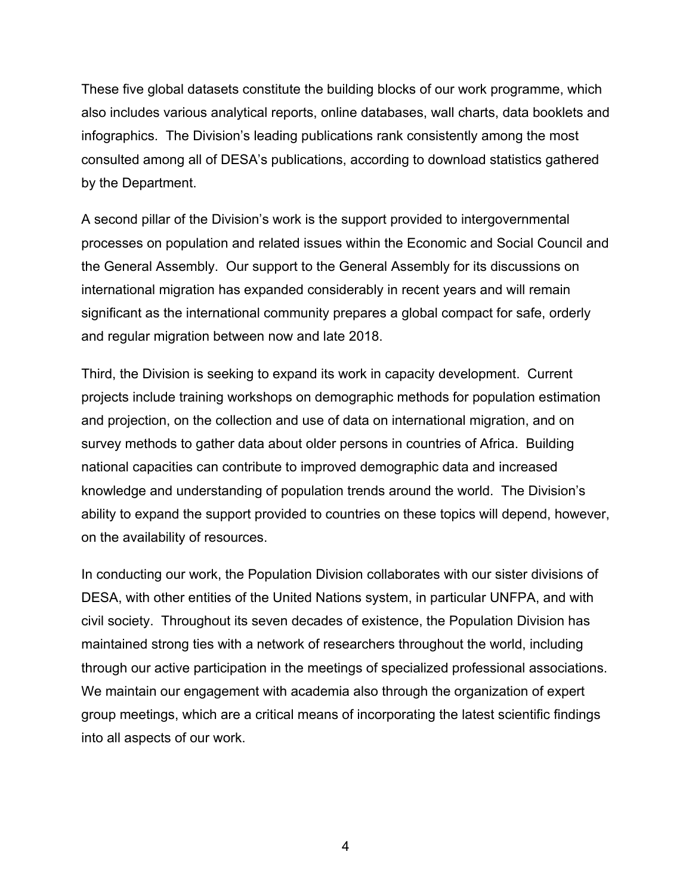These five global datasets constitute the building blocks of our work programme, which also includes various analytical reports, online databases, wall charts, data booklets and infographics. The Division's leading publications rank consistently among the most consulted among all of DESA's publications, according to download statistics gathered by the Department.

A second pillar of the Division's work is the support provided to intergovernmental processes on population and related issues within the Economic and Social Council and the General Assembly. Our support to the General Assembly for its discussions on international migration has expanded considerably in recent years and will remain significant as the international community prepares a global compact for safe, orderly and regular migration between now and late 2018.

Third, the Division is seeking to expand its work in capacity development. Current projects include training workshops on demographic methods for population estimation and projection, on the collection and use of data on international migration, and on survey methods to gather data about older persons in countries of Africa. Building national capacities can contribute to improved demographic data and increased knowledge and understanding of population trends around the world. The Division's ability to expand the support provided to countries on these topics will depend, however, on the availability of resources.

In conducting our work, the Population Division collaborates with our sister divisions of DESA, with other entities of the United Nations system, in particular UNFPA, and with civil society. Throughout its seven decades of existence, the Population Division has maintained strong ties with a network of researchers throughout the world, including through our active participation in the meetings of specialized professional associations. We maintain our engagement with academia also through the organization of expert group meetings, which are a critical means of incorporating the latest scientific findings into all aspects of our work.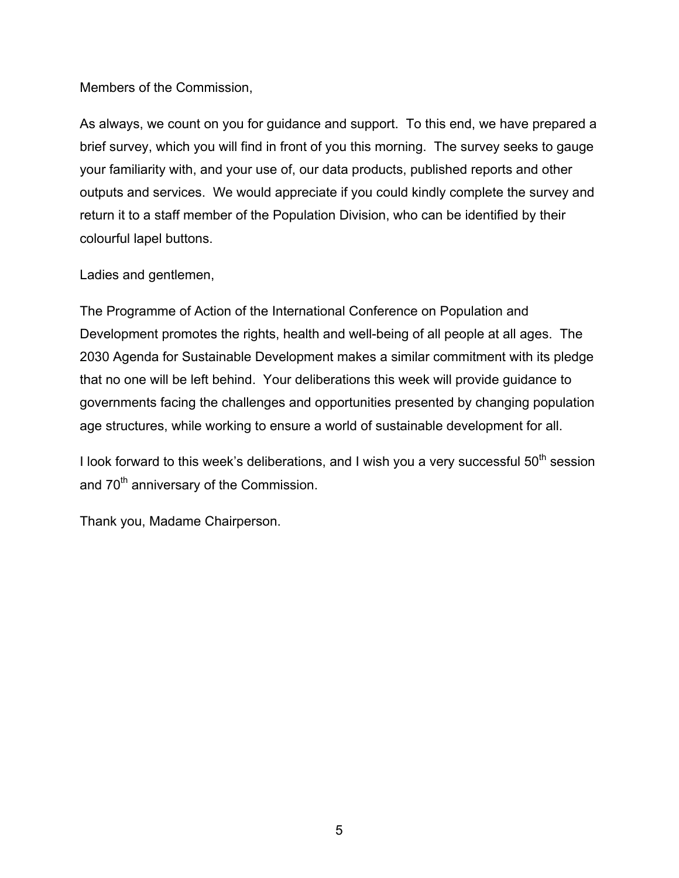Members of the Commission,

As always, we count on you for guidance and support. To this end, we have prepared a brief survey, which you will find in front of you this morning. The survey seeks to gauge your familiarity with, and your use of, our data products, published reports and other outputs and services. We would appreciate if you could kindly complete the survey and return it to a staff member of the Population Division, who can be identified by their colourful lapel buttons.

Ladies and gentlemen,

The Programme of Action of the International Conference on Population and Development promotes the rights, health and well-being of all people at all ages. The 2030 Agenda for Sustainable Development makes a similar commitment with its pledge that no one will be left behind. Your deliberations this week will provide guidance to governments facing the challenges and opportunities presented by changing population age structures, while working to ensure a world of sustainable development for all.

I look forward to this week's deliberations, and I wish you a very successful $50^{th}$ session and $70^{th}$ anniversary of the Commission.

Thank you, Madame Chairperson.